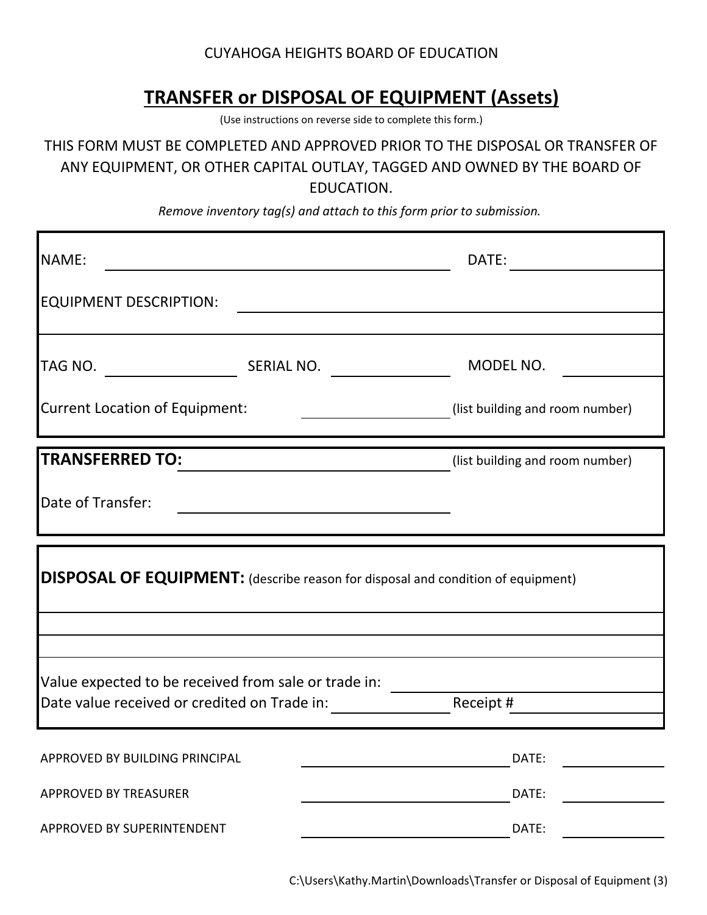CUYAHOGA HEIGHTS BOARD OF EDUCATION

# TRANSFER or DISPOSAL OF EQUIPMENT (Assets)

(Use instructions on reverse side to complete this form.)

THIS FORM MUST BE COMPLETED AND APPROVED PRIOR TO THE DISPOSAL OR TRANSFER OF ANY EQUIPMENT, OR OTHER CAPITAL OUTLAY, TAGGED AND OWNED BY THE BOARD OF EDUCATION.

*Remove inventory tag(s) and attach to this form prior to submission.*

NAME: ______________________________ DATE: ____________

EQUIPMENT DESCRIPTION: ______________________________

______________________________

TAG NO. ____________ SERIAL NO. ____________ MODEL NO. ____________

Current Location of Equipment: ____________ (list building and room number)

**TRANSFERRED TO:** ______________________________ (list building and room number)

Date of Transfer: ______________________________

**DISPOSAL OF EQUIPMENT:** (describe reason for disposal and condition of equipment)

______________________________

______________________________

______________________________

Value expected to be received from sale or trade in: ____________

Date value received or credited on Trade in: ____________ Receipt # ____________

APPROVED BY BUILDING PRINCIPAL ______________________________ DATE: ____________

APPROVED BY TREASURER ______________________________ DATE: ____________

APPROVED BY SUPERINTENDENT ______________________________ DATE: ____________

C:\Users\Kathy.Martin\Downloads\Transfer or Disposal of Equipment (3)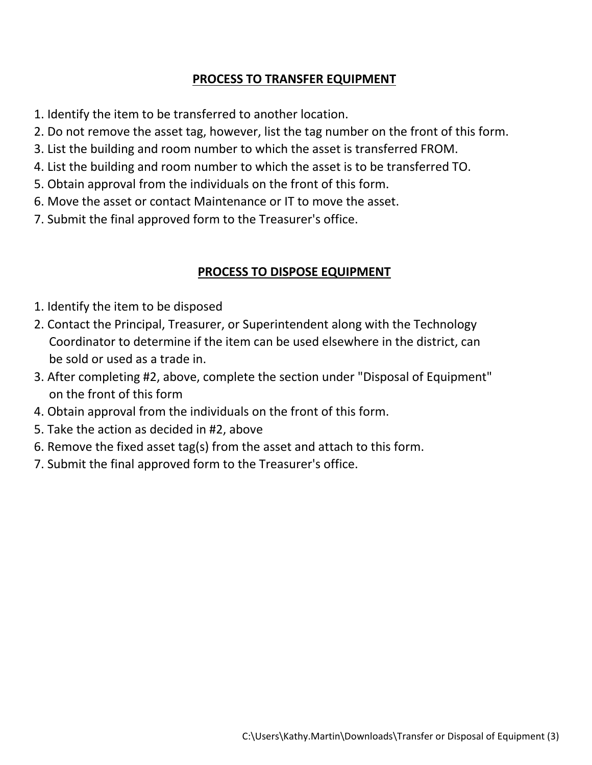## PROCESS TO TRANSFER EQUIPMENT

1. Identify the item to be transferred to another location.
2. Do not remove the asset tag, however, list the tag number on the front of this form.
3. List the building and room number to which the asset is transferred FROM.
4. List the building and room number to which the asset is to be transferred TO.
5. Obtain approval from the individuals on the front of this form.
6. Move the asset or contact Maintenance or IT to move the asset.
7. Submit the final approved form to the Treasurer's office.

## PROCESS TO DISPOSE EQUIPMENT

1. Identify the item to be disposed
2. Contact the Principal, Treasurer, or Superintendent along with the Technology Coordinator to determine if the item can be used elsewhere in the district, can be sold or used as a trade in.
3. After completing #2, above, complete the section under "Disposal of Equipment" on the front of this form
4. Obtain approval from the individuals on the front of this form.
5. Take the action as decided in #2, above
6. Remove the fixed asset tag(s) from the asset and attach to this form.
7. Submit the final approved form to the Treasurer's office.

C:\Users\Kathy.Martin\Downloads\Transfer or Disposal of Equipment (3)